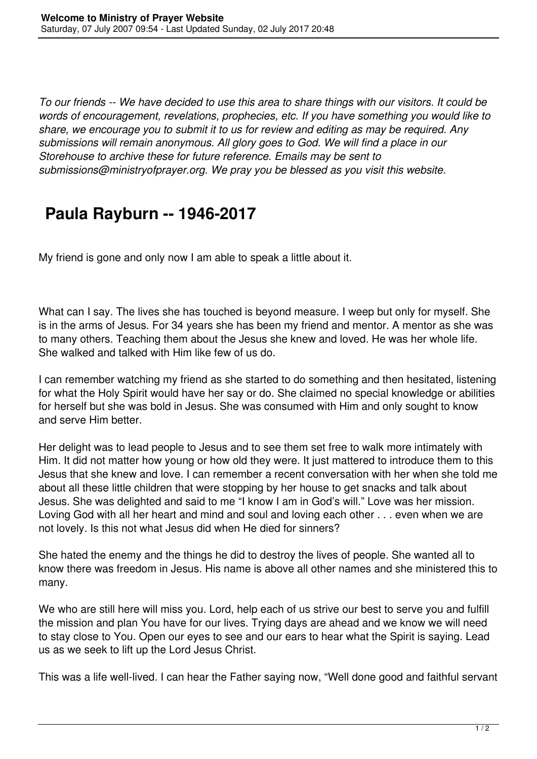*To our friends -- We have decided to use this area to share things with our visitors. It could be words of encouragement, revelations, prophecies, etc. If you have something you would like to share, we encourage you to submit it to us for review and editing as may be required. Any submissions will remain anonymous. All glory goes to God. We will find a place in our Storehouse to archive these for future reference. Emails may be sent to submissions@ministryofprayer.org. We pray you be blessed as you visit this website.*

## Paula Rayburn -- 1946-2017

My friend is gone and only now I am able to speak a little about it.

What can I say. The lives she has touched is beyond measure. I weep but only for myself. She is in the arms of Jesus. For 34 years she has been my friend and mentor. A mentor as she was to many others. Teaching them about the Jesus she knew and loved. He was her whole life. She walked and talked with Him like few of us do.

I can remember watching my friend as she started to do something and then hesitated, listening for what the Holy Spirit would have her say or do. She claimed no special knowledge or abilities for herself but she was bold in Jesus. She was consumed with Him and only sought to know and serve Him better.

Her delight was to lead people to Jesus and to see them set free to walk more intimately with Him. It did not matter how young or how old they were. It just mattered to introduce them to this Jesus that she knew and love. I can remember a recent conversation with her when she told me about all these little children that were stopping by her house to get snacks and talk about Jesus. She was delighted and said to me "I know I am in God's will." Love was her mission. Loving God with all her heart and mind and soul and loving each other . . . even when we are not lovely. Is this not what Jesus did when He died for sinners?

She hated the enemy and the things he did to destroy the lives of people. She wanted all to know there was freedom in Jesus. His name is above all other names and she ministered this to many.

We who are still here will miss you. Lord, help each of us strive our best to serve you and fulfill the mission and plan You have for our lives. Trying days are ahead and we know we will need to stay close to You. Open our eyes to see and our ears to hear what the Spirit is saying. Lead us as we seek to lift up the Lord Jesus Christ.

This was a life well-lived. I can hear the Father saying now, "Well done good and faithful servant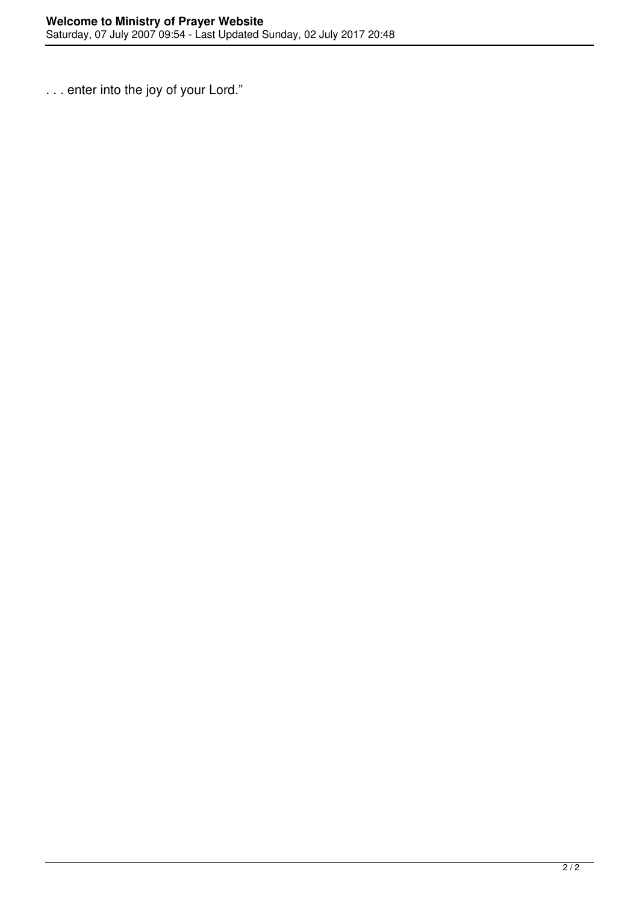. . . enter into the joy of your Lord."